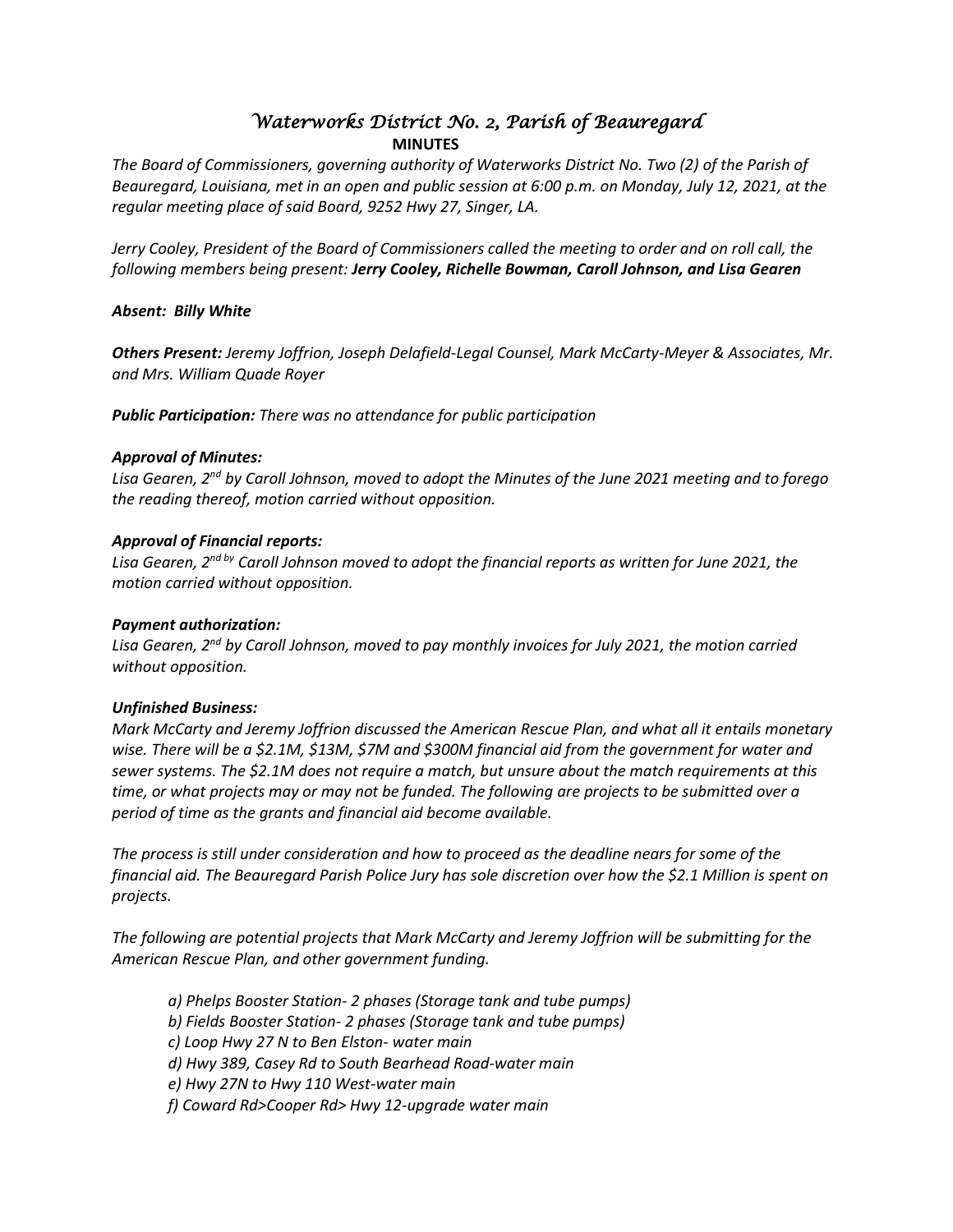# *Waterworks District No. 2, Parish of Beauregard*

**MINUTES**

*The Board of Commissioners, governing authority of Waterworks District No. Two (2) of the Parish of Beauregard, Louisiana, met in an open and public session at 6:00 p.m. on Monday, July 12, 2021, at the regular meeting place of said Board, 9252 Hwy 27, Singer, LA.*

*Jerry Cooley, President of the Board of Commissioners called the meeting to order and on roll call, the following members being present:* ***Jerry Cooley, Richelle Bowman, Caroll Johnson, and Lisa Gearen***

***Absent: Billy White***

***Others Present:*** *Jeremy Joffrion, Joseph Delafield-Legal Counsel, Mark McCarty-Meyer & Associates, Mr. and Mrs. William Quade Royer*

***Public Participation:*** *There was no attendance for public participation*

***Approval of Minutes:***

*Lisa Gearen, 2nd by Caroll Johnson, moved to adopt the Minutes of the June 2021 meeting and to forego the reading thereof, motion carried without opposition.*

***Approval of Financial reports:***

*Lisa Gearen, 2nd by Caroll Johnson moved to adopt the financial reports as written for June 2021, the motion carried without opposition.*

***Payment authorization:***

*Lisa Gearen, 2nd by Caroll Johnson, moved to pay monthly invoices for July 2021, the motion carried without opposition.*

***Unfinished Business:***

*Mark McCarty and Jeremy Joffrion discussed the American Rescue Plan, and what all it entails monetary wise. There will be a $2.1M, $13M, $7M and $300M financial aid from the government for water and sewer systems. The $2.1M does not require a match, but unsure about the match requirements at this time, or what projects may or may not be funded. The following are projects to be submitted over a period of time as the grants and financial aid become available.*

*The process is still under consideration and how to proceed as the deadline nears for some of the financial aid. The Beauregard Parish Police Jury has sole discretion over how the $2.1 Million is spent on projects.*

*The following are potential projects that Mark McCarty and Jeremy Joffrion will be submitting for the American Rescue Plan, and other government funding.*

*a) Phelps Booster Station- 2 phases (Storage tank and tube pumps)*
*b) Fields Booster Station- 2 phases (Storage tank and tube pumps)*
*c) Loop Hwy 27 N to Ben Elston- water main*
*d) Hwy 389, Casey Rd to South Bearhead Road-water main*
*e) Hwy 27N to Hwy 110 West-water main*
*f) Coward Rd>Cooper Rd> Hwy 12-upgrade water main*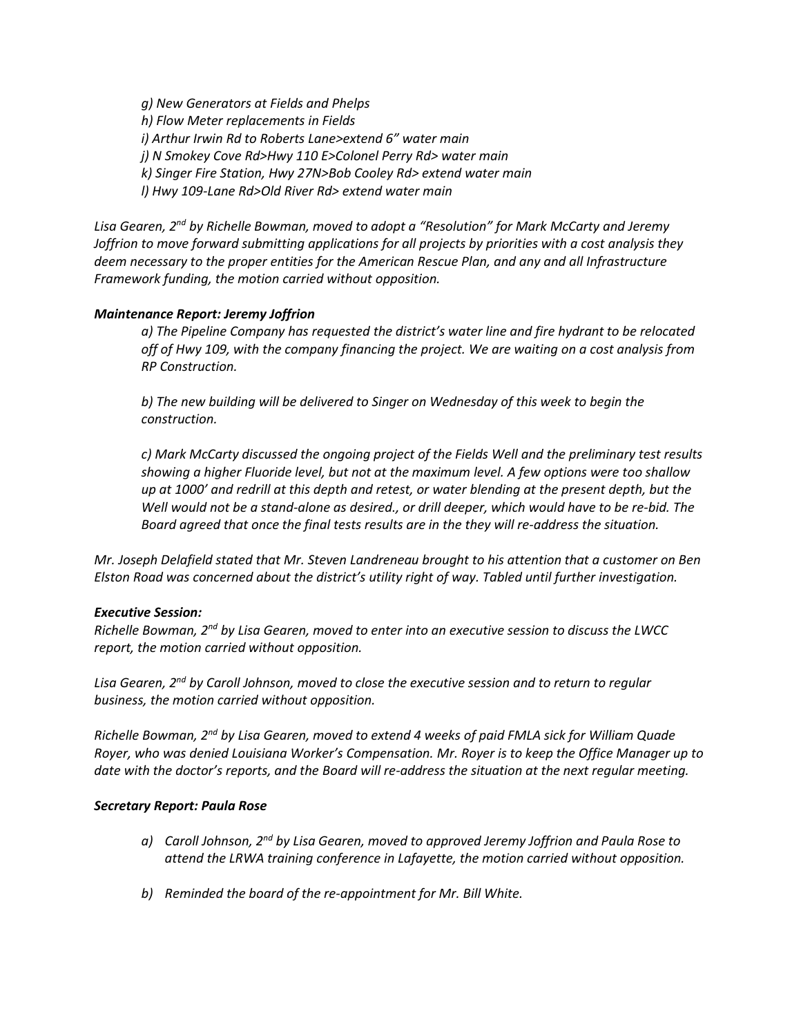*g) New Generators at Fields and Phelps*
*h) Flow Meter replacements in Fields*
*i) Arthur Irwin Rd to Roberts Lane>extend 6" water main*
*j) N Smokey Cove Rd>Hwy 110 E>Colonel Perry Rd> water main*
*k) Singer Fire Station, Hwy 27N>Bob Cooley Rd> extend water main*
*l) Hwy 109-Lane Rd>Old River Rd> extend water main*

*Lisa Gearen, 2nd by Richelle Bowman, moved to adopt a "Resolution" for Mark McCarty and Jeremy Joffrion to move forward submitting applications for all projects by priorities with a cost analysis they deem necessary to the proper entities for the American Rescue Plan, and any and all Infrastructure Framework funding, the motion carried without opposition.*

***Maintenance Report: Jeremy Joffrion***

*a) The Pipeline Company has requested the district's water line and fire hydrant to be relocated off of Hwy 109, with the company financing the project. We are waiting on a cost analysis from RP Construction.*

*b) The new building will be delivered to Singer on Wednesday of this week to begin the construction.*

*c) Mark McCarty discussed the ongoing project of the Fields Well and the preliminary test results showing a higher Fluoride level, but not at the maximum level. A few options were too shallow up at 1000' and redrill at this depth and retest, or water blending at the present depth, but the Well would not be a stand-alone as desired., or drill deeper, which would have to be re-bid. The Board agreed that once the final tests results are in the they will re-address the situation.*

*Mr. Joseph Delafield stated that Mr. Steven Landreneau brought to his attention that a customer on Ben Elston Road was concerned about the district's utility right of way. Tabled until further investigation.*

***Executive Session:***

*Richelle Bowman, 2nd by Lisa Gearen, moved to enter into an executive session to discuss the LWCC report, the motion carried without opposition.*

*Lisa Gearen, 2nd by Caroll Johnson, moved to close the executive session and to return to regular business, the motion carried without opposition.*

*Richelle Bowman, 2nd by Lisa Gearen, moved to extend 4 weeks of paid FMLA sick for William Quade Royer, who was denied Louisiana Worker's Compensation. Mr. Royer is to keep the Office Manager up to date with the doctor's reports, and the Board will re-address the situation at the next regular meeting.*

***Secretary Report: Paula Rose***

a) *Caroll Johnson, 2nd by Lisa Gearen, moved to approved Jeremy Joffrion and Paula Rose to attend the LRWA training conference in Lafayette, the motion carried without opposition.*

b) *Reminded the board of the re-appointment for Mr. Bill White.*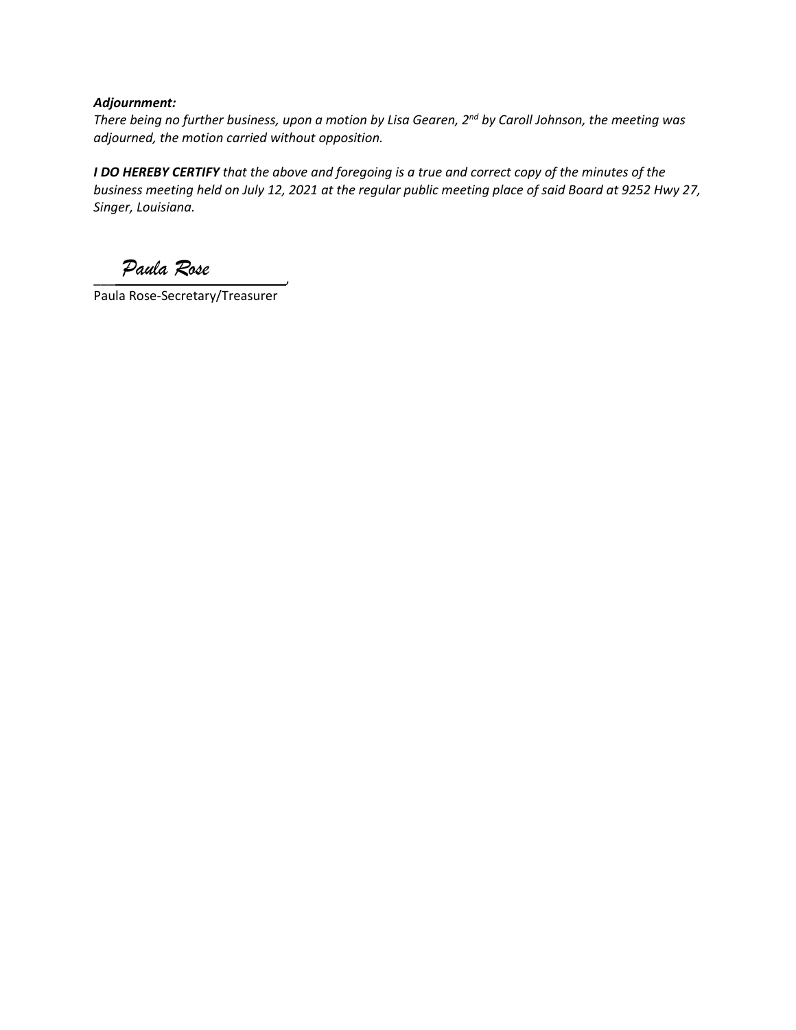***Adjournment:***

*There being no further business, upon a motion by Lisa Gearen, 2nd by Caroll Johnson, the meeting was adjourned, the motion carried without opposition.*

***I DO HEREBY CERTIFY*** *that the above and foregoing is a true and correct copy of the minutes of the business meeting held on July 12, 2021 at the regular public meeting place of said Board at 9252 Hwy 27, Singer, Louisiana.*

*Paula Rose*

Paula Rose-Secretary/Treasurer